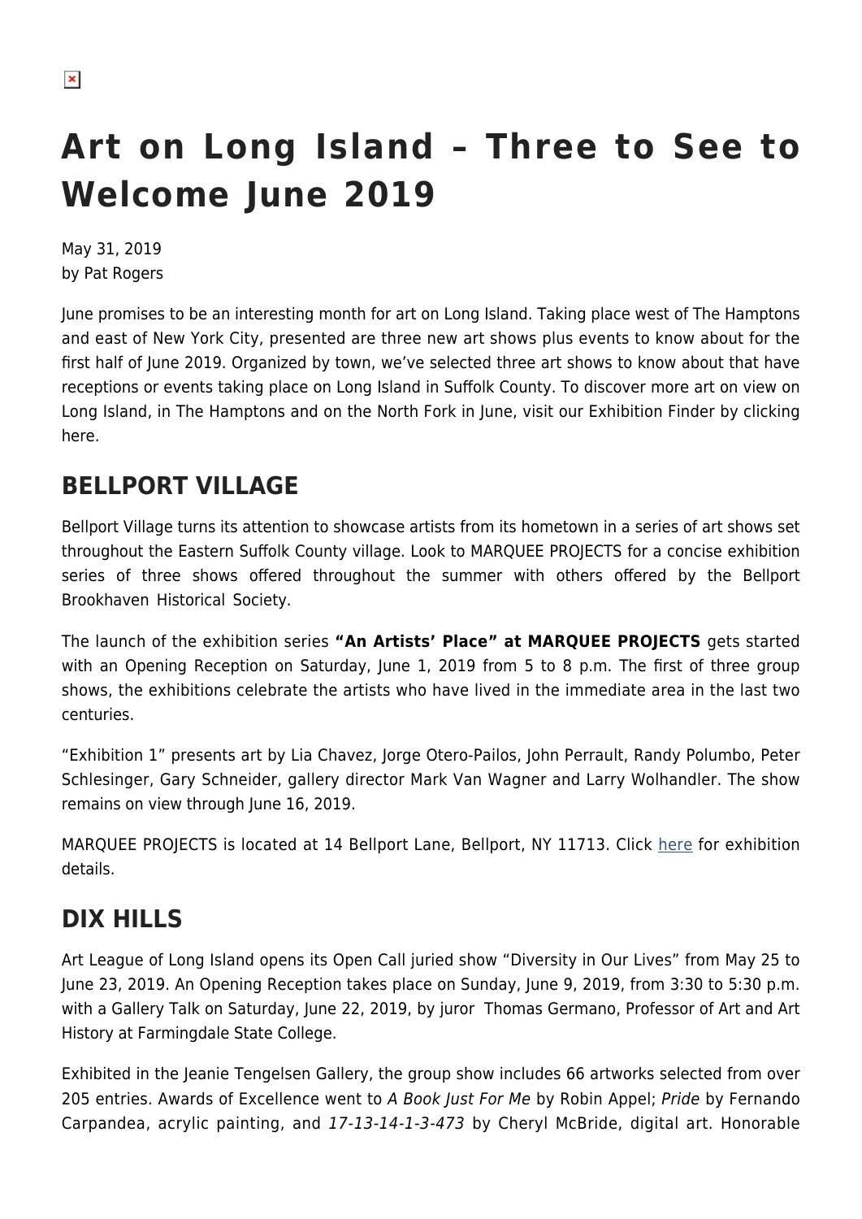# Art on Long Island – Three to See to Welcome June 2019

May 31, 2019
by Pat Rogers

June promises to be an interesting month for art on Long Island. Taking place west of The Hamptons and east of New York City, presented are three new art shows plus events to know about for the first half of June 2019. Organized by town, we've selected three art shows to know about that have receptions or events taking place on Long Island in Suffolk County. To discover more art on view on Long Island, in The Hamptons and on the North Fork in June, visit our Exhibition Finder by clicking here.

## BELLPORT VILLAGE

Bellport Village turns its attention to showcase artists from its hometown in a series of art shows set throughout the Eastern Suffolk County village. Look to MARQUEE PROJECTS for a concise exhibition series of three shows offered throughout the summer with others offered by the Bellport Brookhaven Historical Society.

The launch of the exhibition series **"An Artists' Place" at MARQUEE PROJECTS** gets started with an Opening Reception on Saturday, June 1, 2019 from 5 to 8 p.m. The first of three group shows, the exhibitions celebrate the artists who have lived in the immediate area in the last two centuries.

"Exhibition 1" presents art by Lia Chavez, Jorge Otero-Pailos, John Perrault, Randy Polumbo, Peter Schlesinger, Gary Schneider, gallery director Mark Van Wagner and Larry Wolhandler. The show remains on view through June 16, 2019.

MARQUEE PROJECTS is located at 14 Bellport Lane, Bellport, NY 11713. Click here for exhibition details.

## DIX HILLS

Art League of Long Island opens its Open Call juried show "Diversity in Our Lives" from May 25 to June 23, 2019. An Opening Reception takes place on Sunday, June 9, 2019, from 3:30 to 5:30 p.m. with a Gallery Talk on Saturday, June 22, 2019, by juror Thomas Germano, Professor of Art and Art History at Farmingdale State College.

Exhibited in the Jeanie Tengelsen Gallery, the group show includes 66 artworks selected from over 205 entries. Awards of Excellence went to *A Book Just For Me* by Robin Appel; *Pride* by Fernando Carpandea, acrylic painting, and *17-13-14-1-3-473* by Cheryl McBride, digital art. Honorable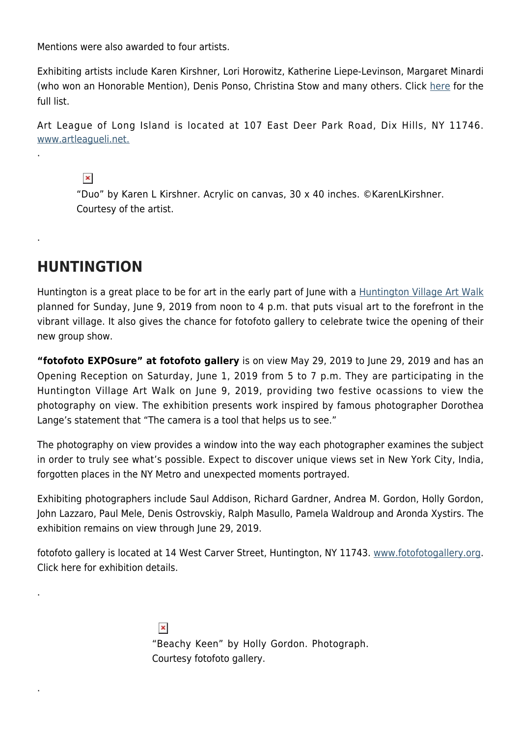Mentions were also awarded to four artists.

Exhibiting artists include Karen Kirshner, Lori Horowitz, Katherine Liepe-Levinson, Margaret Minardi (who won an Honorable Mention), Denis Ponso, Christina Stow and many others. Click here for the full list.

Art League of Long Island is located at 107 East Deer Park Road, Dix Hills, NY 11746. www.artleagueli.net.

.

"Duo" by Karen L Kirshner. Acrylic on canvas, 30 x 40 inches. ©KarenLKirshner. Courtesy of the artist.

.

## HUNTINGTION

Huntington is a great place to be for art in the early part of June with a Huntington Village Art Walk planned for Sunday, June 9, 2019 from noon to 4 p.m. that puts visual art to the forefront in the vibrant village. It also gives the chance for fotofoto gallery to celebrate twice the opening of their new group show.

**"fotofoto EXPOsure" at fotofoto gallery** is on view May 29, 2019 to June 29, 2019 and has an Opening Reception on Saturday, June 1, 2019 from 5 to 7 p.m. They are participating in the Huntington Village Art Walk on June 9, 2019, providing two festive ocassions to view the photography on view. The exhibition presents work inspired by famous photographer Dorothea Lange's statement that "The camera is a tool that helps us to see."

The photography on view provides a window into the way each photographer examines the subject in order to truly see what's possible. Expect to discover unique views set in New York City, India, forgotten places in the NY Metro and unexpected moments portrayed.

Exhibiting photographers include Saul Addison, Richard Gardner, Andrea M. Gordon, Holly Gordon, John Lazzaro, Paul Mele, Denis Ostrovskiy, Ralph Masullo, Pamela Waldroup and Aronda Xystirs. The exhibition remains on view through June 29, 2019.

fotofoto gallery is located at 14 West Carver Street, Huntington, NY 11743. www.fotofotogallery.org. Click here for exhibition details.

.

"Beachy Keen" by Holly Gordon. Photograph. Courtesy fotofoto gallery.

.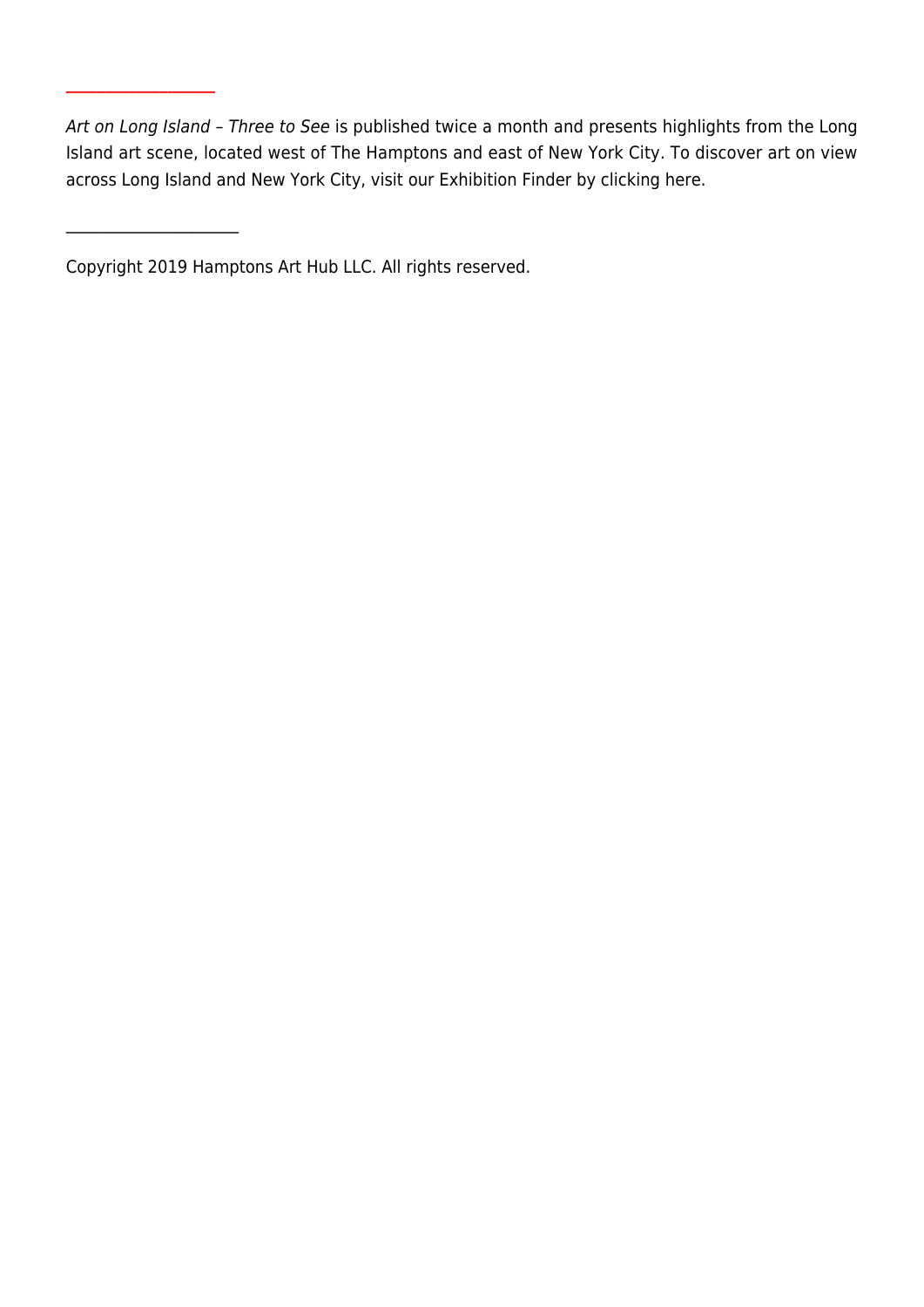_______________

*Art on Long Island – Three to See* is published twice a month and presents highlights from the Long Island art scene, located west of The Hamptons and east of New York City. To discover art on view across Long Island and New York City, visit our Exhibition Finder by clicking here.

___________________

Copyright 2019 Hamptons Art Hub LLC. All rights reserved.